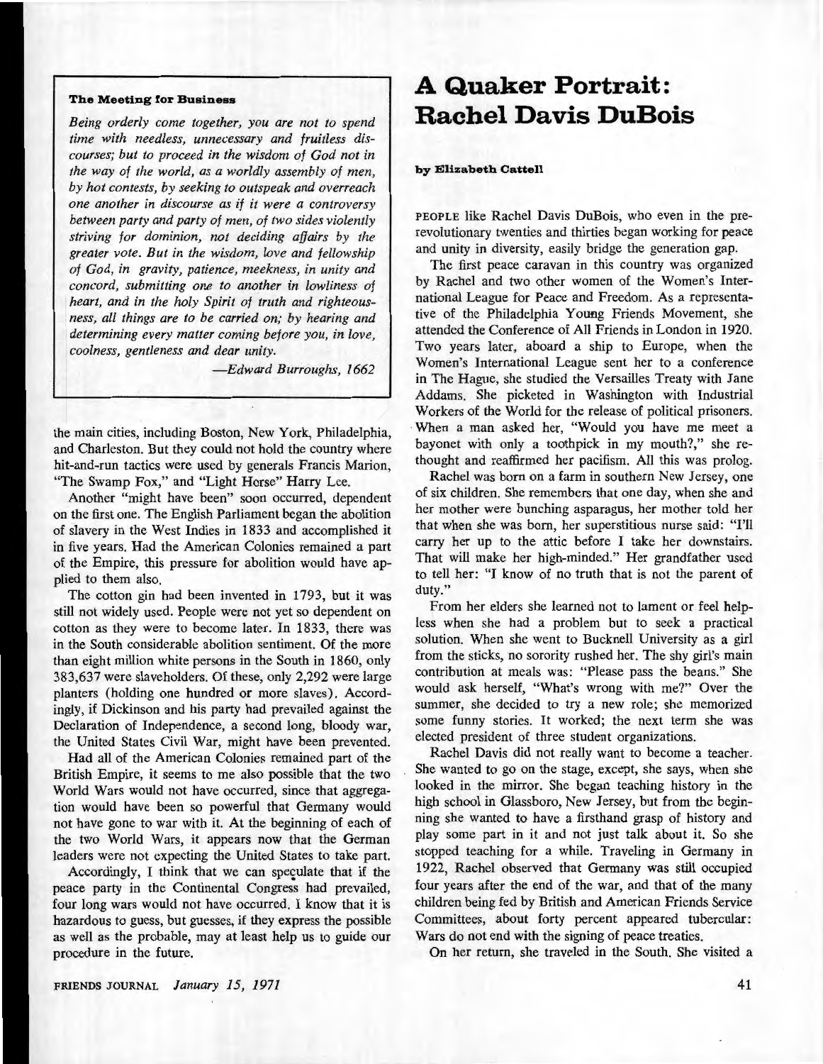**The Meeting for Business**

*Being orderly come together, you are not to spend time with needless, unnecessary and fruitless discourses; but to proceed in the wisdom of God not in the way of the world, as a worldly assembly of men, by hot contests, by seeking to outspeak and overreach one another in discourse as if it were a controversy between party and party of men, of two sides violently striving for dominion, not deciding affairs by the greater vote. But in the wisdom, love and fellowship of God, in gravity, patience, meekness, in unity and concord, submitting one to another in lowliness of heart, and in the holy Spirit of truth and righteousness, all things are to be carried on; by hearing and determining every matter coming before you, in love, coolness, gentleness and dear unity.*

*—Edward Burroughs, 1662*

the main cities, including Boston, New York, Philadelphia, and Charleston. But they could not hold the country where hit-and-run tactics were used by generals Francis Marion, "The Swamp Fox," and "Light Horse" Harry Lee.

Another "might have been" soon occurred, dependent on the first one. The English Parliament began the abolition of slavery in the West Indies in 1833 and accomplished it in five years. Had the American Colonies remained a part of the Empire, this pressure for abolition would have applied to them also.

The cotton gin had been invented in 1793, but it was still not widely used. People were not yet so dependent on cotton as they were to become later. In 1833, there was in the South considerable abolition sentiment. Of the more than eight million white persons in the South in 1860, only 383,637 were slaveholders. Of these, only 2,292 were large planters (holding one hundred or more slaves). Accordingly, if Dickinson and his party had prevailed against the Declaration of Independence, a second long, bloody war, the United States Civil War, might have been prevented.

Had all of the American Colonies remained part of the British Empire, it seems to me also possible that the two World Wars would not have occurred, since that aggregation would have been so powerful that Germany would not have gone to war with it. At the beginning of each of the two World Wars, it appears now that the German leaders were not expecting the United States to take part.

Accordingly, I think that we can speculate that if the peace party in the Continental Congress had prevailed, four long wars would not have occurred. I know that it is hazardous to guess, but guesses, if they express the possible as well as the probable, may at least help us to guide our procedure in the future.

# A Quaker Portrait: Rachel Davis DuBois

**by Elizabeth Cattell**

PEOPLE like Rachel Davis DuBois, who even in the pre-revolutionary twenties and thirties began working for peace and unity in diversity, easily bridge the generation gap.

The first peace caravan in this country was organized by Rachel and two other women of the Women's International League for Peace and Freedom. As a representative of the Philadelphia Young Friends Movement, she attended the Conference of All Friends in London in 1920. Two years later, aboard a ship to Europe, when the Women's International League sent her to a conference in The Hague, she studied the Versailles Treaty with Jane Addams. She picketed in Washington with Industrial Workers of the World for the release of political prisoners. When a man asked her, "Would you have me meet a bayonet with only a toothpick in my mouth?," she rethought and reaffirmed her pacifism. All this was prolog.

Rachel was born on a farm in southern New Jersey, one of six children. She remembers that one day, when she and her mother were bunching asparagus, her mother told her that when she was born, her superstitious nurse said: "I'll carry her up to the attic before I take her downstairs. That will make her high-minded." Her grandfather used to tell her: "I know of no truth that is not the parent of duty."

From her elders she learned not to lament or feel helpless when she had a problem but to seek a practical solution. When she went to Bucknell University as a girl from the sticks, no sorority rushed her. The shy girl's main contribution at meals was: "Please pass the beans." She would ask herself, "What's wrong with me?" Over the summer, she decided to try a new role; she memorized some funny stories. It worked; the next term she was elected president of three student organizations.

Rachel Davis did not really want to become a teacher. She wanted to go on the stage, except, she says, when she looked in the mirror. She began teaching history in the high school in Glassboro, New Jersey, but from the beginning she wanted to have a firsthand grasp of history and play some part in it and not just talk about it. So she stopped teaching for a while. Traveling in Germany in 1922, Rachel observed that Germany was still occupied four years after the end of the war, and that of the many children being fed by British and American Friends Service Committees, about forty percent appeared tubercular: Wars do not end with the signing of peace treaties.

On her return, she traveled in the South. She visited a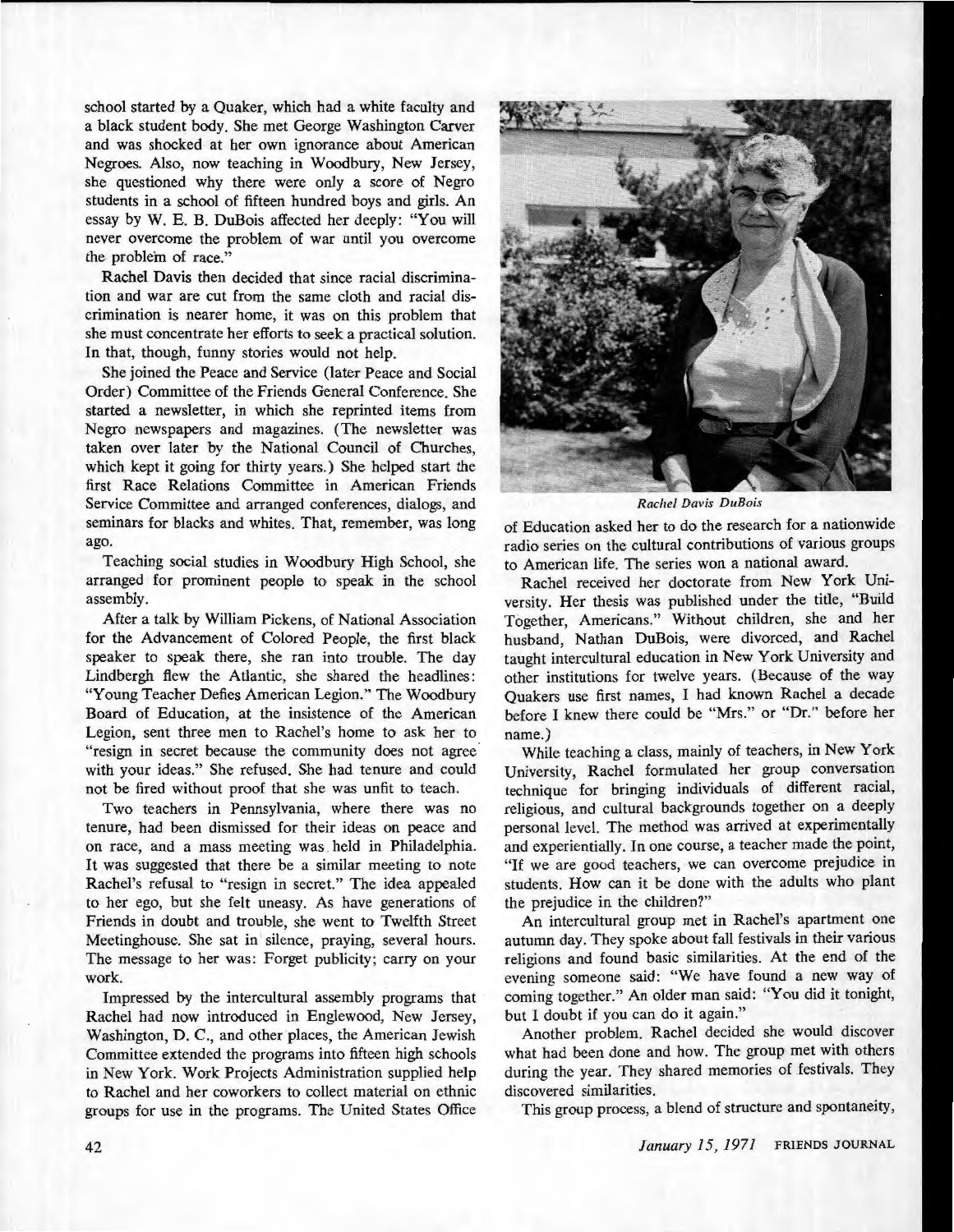school started by a Quaker, which had a white faculty and a black student body. She met George Washington Carver and was shocked at her own ignorance about American Negroes. Also, now teaching in Woodbury, New Jersey, she questioned why there were only a score of Negro students in a school of fifteen hundred boys and girls. An essay by W. E. B. DuBois affected her deeply: "You will never overcome the problem of war until you overcome the problem of race."

Rachel Davis then decided that since racial discrimination and war are cut from the same cloth and racial discrimination is nearer home, it was on this problem that she must concentrate her efforts to seek a practical solution. In that, though, funny stories would not help.

She joined the Peace and Service (later Peace and Social Order) Committee of the Friends General Conference. She started a newsletter, in which she reprinted items from Negro newspapers and magazines. (The newsletter was taken over later by the National Council of Churches, which kept it going for thirty years.) She helped start the first Race Relations Committee in American Friends Service Committee and arranged conferences, dialogs, and seminars for blacks and whites. That, remember, was long ago.

Teaching social studies in Woodbury High School, she arranged for prominent people to speak in the school assembly.

After a talk by William Pickens, of National Association for the Advancement of Colored People, the first black speaker to speak there, she ran into trouble. The day Lindbergh flew the Atlantic, she shared the headlines: "Young Teacher Defies American Legion." The Woodbury Board of Education, at the insistence of the American Legion, sent three men to Rachel's home to ask her to "resign in secret because the community does not agree with your ideas." She refused. She had tenure and could not be fired without proof that she was unfit to teach.

Two teachers in Pennsylvania, where there was no tenure, had been dismissed for their ideas on peace and on race, and a mass meeting was held in Philadelphia. It was suggested that there be a similar meeting to note Rachel's refusal to "resign in secret." The idea appealed to her ego, but she felt uneasy. As have generations of Friends in doubt and trouble, she went to Twelfth Street Meetinghouse. She sat in silence, praying, several hours. The message to her was: Forget publicity; carry on your work.

Impressed by the intercultural assembly programs that Rachel had now introduced in Englewood, New Jersey, Washington, D. C., and other places, the American Jewish Committee extended the programs into fifteen high schools in New York. Work Projects Administration supplied help to Rachel and her coworkers to collect material on ethnic groups for use in the programs. The United States Office of Education asked her to do the research for a nationwide radio series on the cultural contributions of various groups to American life. The series won a national award.

*Rachel Davis DuBois*

Rachel received her doctorate from New York University. Her thesis was published under the title, "Build Together, Americans." Without children, she and her husband, Nathan DuBois, were divorced, and Rachel taught intercultural education in New York University and other institutions for twelve years. (Because of the way Quakers use first names, I had known Rachel a decade before I knew there could be "Mrs." or "Dr." before her name.)

While teaching a class, mainly of teachers, in New York University, Rachel formulated her group conversation technique for bringing individuals of different racial, religious, and cultural backgrounds together on a deeply personal level. The method was arrived at experimentally and experientially. In one course, a teacher made the point, "If we are good teachers, we can overcome prejudice in students. How can it be done with the adults who plant the prejudice in the children?"

An intercultural group met in Rachel's apartment one autumn day. They spoke about fall festivals in their various religions and found basic similarities. At the end of the evening someone said: "We have found a new way of coming together." An older man said: "You did it tonight, but I doubt if you can do it again."

Another problem. Rachel decided she would discover what had been done and how. The group met with others during the year. They shared memories of festivals. They discovered similarities.

This group process, a blend of structure and spontaneity,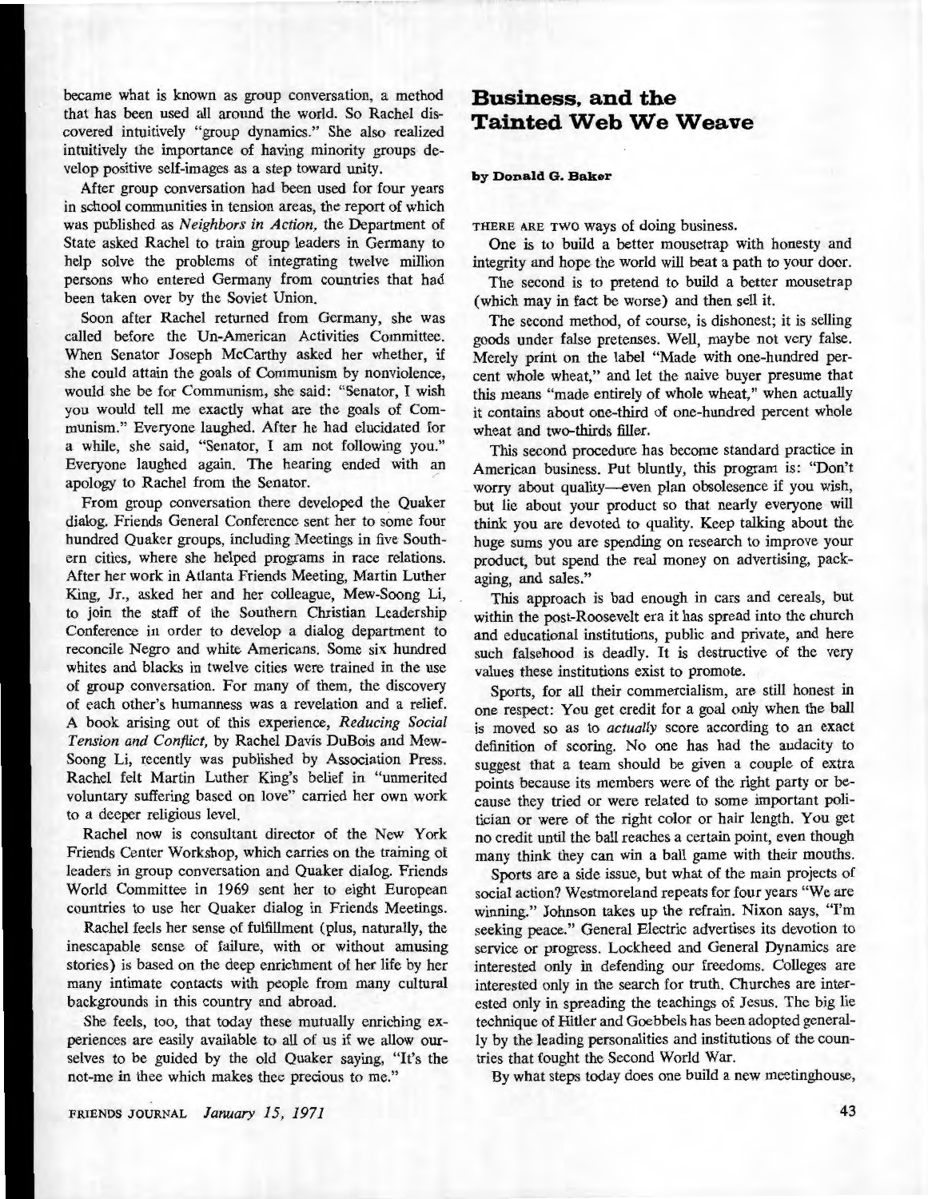became what is known as group conversation, a method that has been used all around the world. So Rachel discovered intuitively "group dynamics." She also realized intuitively the importance of having minority groups develop positive self-images as a step toward unity.

After group conversation had been used for four years in school communities in tension areas, the report of which was published as *Neighbors in Action*, the Department of State asked Rachel to train group leaders in Germany to help solve the problems of integrating twelve million persons who entered Germany from countries that had been taken over by the Soviet Union.

Soon after Rachel returned from Germany, she was called before the Un-American Activities Committee. When Senator Joseph McCarthy asked her whether, if she could attain the goals of Communism by nonviolence, would she be for Communism, she said: "Senator, I wish you would tell me exactly what are the goals of Communism." Everyone laughed. After he had elucidated for a while, she said, "Senator, I am not following you." Everyone laughed again. The hearing ended with an apology to Rachel from the Senator.

From group conversation there developed the Quaker dialog. Friends General Conference sent her to some four hundred Quaker groups, including Meetings in five Southern cities, where she helped programs in race relations. After her work in Atlanta Friends Meeting, Martin Luther King, Jr., asked her and her colleague, Mew-Soong Li, to join the staff of the Southern Christian Leadership Conference in order to develop a dialog department to reconcile Negro and white Americans. Some six hundred whites and blacks in twelve cities were trained in the use of group conversation. For many of them, the discovery of each other's humanness was a revelation and a relief. A book arising out of this experience, *Reducing Social Tension and Conflict*, by Rachel Davis DuBois and Mew-Soong Li, recently was published by Association Press. Rachel felt Martin Luther King's belief in "unmerited voluntary suffering based on love" carried her own work to a deeper religious level.

Rachel now is consultant director of the New York Friends Center Workshop, which carries on the training of leaders in group conversation and Quaker dialog. Friends World Committee in 1969 sent her to eight European countries to use her Quaker dialog in Friends Meetings.

Rachel feels her sense of fulfillment (plus, naturally, the inescapable sense of failure, with or without amusing stories) is based on the deep enrichment of her life by her many intimate contacts with people from many cultural backgrounds in this country and abroad.

She feels, too, that today these mutually enriching experiences are easily available to all of us if we allow ourselves to be guided by the old Quaker saying, "It's the not-me in thee which makes thee precious to me."

## Business, and the Tainted Web We Weave

**by Donald G. Baker**

THERE ARE TWO ways of doing business.

One is to build a better mousetrap with honesty and integrity and hope the world will beat a path to your door.

The second is to pretend to build a better mousetrap (which may in fact be worse) and then sell it.

The second method, of course, is dishonest; it is selling goods under false pretenses. Well, maybe not very false. Merely print on the label "Made with one-hundred percent whole wheat," and let the naive buyer presume that this means "made entirely of whole wheat," when actually it contains about one-third of one-hundred percent whole wheat and two-thirds filler.

This second procedure has become standard practice in American business. Put bluntly, this program is: "Don't worry about quality—even plan obsolesence if you wish, but lie about your product so that nearly everyone will think you are devoted to quality. Keep talking about the huge sums you are spending on research to improve your product, but spend the real money on advertising, packaging, and sales."

This approach is bad enough in cars and cereals, but within the post-Roosevelt era it has spread into the church and educational institutions, public and private, and here such falsehood is deadly. It is destructive of the very values these institutions exist to promote.

Sports, for all their commercialism, are still honest in one respect: You get credit for a goal only when the ball is moved so as to *actually* score according to an exact definition of scoring. No one has had the audacity to suggest that a team should be given a couple of extra points because its members were of the right party or because they tried or were related to some important politician or were of the right color or hair length. You get no credit until the ball reaches a certain point, even though many think they can win a ball game with their mouths.

Sports are a side issue, but what of the main projects of social action? Westmoreland repeats for four years "We are winning." Johnson takes up the refrain. Nixon says, "I'm seeking peace." General Electric advertises its devotion to service or progress. Lockheed and General Dynamics are interested only in defending our freedoms. Colleges are interested only in the search for truth. Churches are interested only in spreading the teachings of Jesus. The big lie technique of Hitler and Goebbels has been adopted generally by the leading personalities and institutions of the countries that fought the Second World War.

By what steps today does one build a new meetinghouse,